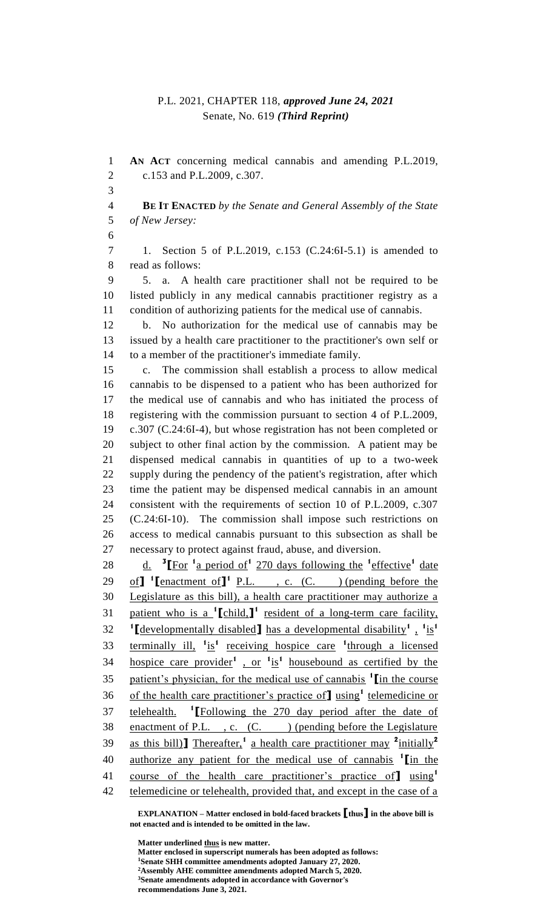P.L. 2021, CHAPTER 118, ***approved June 24, 2021***
Senate, No. 619 ***(Third Reprint)***

**AN ACT** concerning medical cannabis and amending P.L.2019, c.153 and P.L.2009, c.307.

**BE IT ENACTED** *by the Senate and General Assembly of the State of New Jersey:*

1. Section 5 of P.L.2019, c.153 (C.24:6I-5.1) is amended to read as follows:

5. a. A health care practitioner shall not be required to be listed publicly in any medical cannabis practitioner registry as a condition of authorizing patients for the medical use of cannabis.

b. No authorization for the medical use of cannabis may be issued by a health care practitioner to the practitioner's own self or to a member of the practitioner's immediate family.

c. The commission shall establish a process to allow medical cannabis to be dispensed to a patient who has been authorized for the medical use of cannabis and who has initiated the process of registering with the commission pursuant to section 4 of P.L.2009, c.307 (C.24:6I-4), but whose registration has not been completed or subject to other final action by the commission. A patient may be dispensed medical cannabis in quantities of up to a two-week supply during the pendency of the patient's registration, after which time the patient may be dispensed medical cannabis in an amount consistent with the requirements of section 10 of P.L.2009, c.307 (C.24:6I-10). The commission shall impose such restrictions on access to medical cannabis pursuant to this subsection as shall be necessary to protect against fraud, abuse, and diversion.

d. [3]**[**For [1]a period of[1] 270 days following the [1]effective[1] date of**]** [1]**[**enactment of**]**[1] P.L. , c. (C. ) (pending before the Legislature as this bill), a health care practitioner may authorize a patient who is a [1]**[**child,**]**[1] resident of a long-term care facility, [1]**[**developmentally disabled**]** has a developmental disability[1] , [1]is[1] terminally ill, [1]is[1] receiving hospice care [1]through a licensed hospice care provider[1] , or [1]is[1] housebound as certified by the patient's physician, for the medical use of cannabis [1]**[**in the course of the health care practitioner's practice of**]** using[1] telemedicine or telehealth. [1]**[**Following the 270 day period after the date of enactment of P.L. , c. (C. ) (pending before the Legislature as this bill)**]** Thereafter,[1] a health care practitioner may [2]initially[2] authorize any patient for the medical use of cannabis [1]**[**in the course of the health care practitioner's practice of**]** using[1] telemedicine or telehealth, provided that, and except in the case of a

**EXPLANATION – Matter enclosed in bold-faced brackets [thus] in the above bill is not enacted and is intended to be omitted in the law.**

**Matter underlined thus is new matter.**
**Matter enclosed in superscript numerals has been adopted as follows:**
[1]**Senate SHH committee amendments adopted January 27, 2020.**
[2]**Assembly AHE committee amendments adopted March 5, 2020.**
[3]**Senate amendments adopted in accordance with Governor's recommendations June 3, 2021.**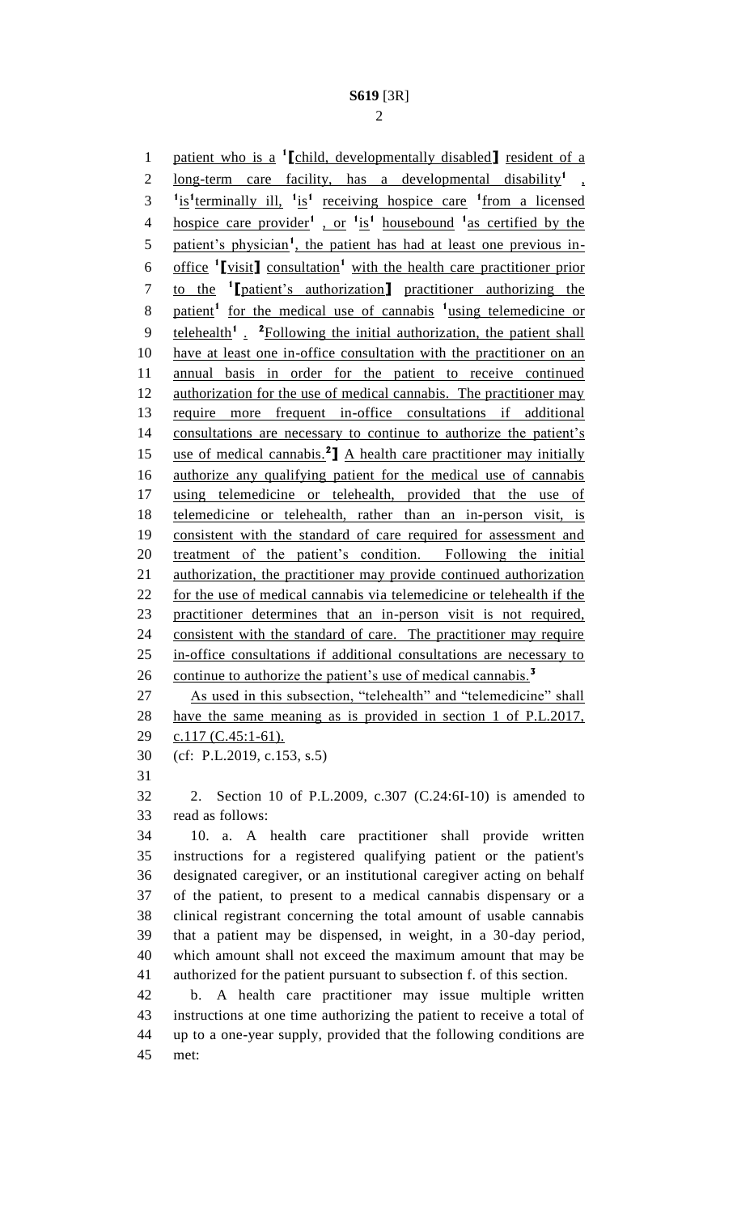patient who is a [1]⟦child, developmentally disabled⟧ resident of a long-term care facility, has a developmental disability[1] , [1]is[1]terminally ill, [1]is[1] receiving hospice care [1]from a licensed hospice care provider[1] , or [1]is[1] housebound [1]as certified by the patient's physician[1], the patient has had at least one previous in-office [1]⟦visit⟧ consultation[1] with the health care practitioner prior to the [1]⟦patient's authorization⟧ practitioner authorizing the patient[1] for the medical use of cannabis [1]using telemedicine or telehealth[1] . [2]Following the initial authorization, the patient shall have at least one in-office consultation with the practitioner on an annual basis in order for the patient to receive continued authorization for the use of medical cannabis. The practitioner may require more frequent in-office consultations if additional consultations are necessary to continue to authorize the patient's use of medical cannabis.[2]⟧ A health care practitioner may initially authorize any qualifying patient for the medical use of cannabis using telemedicine or telehealth, provided that the use of telemedicine or telehealth, rather than an in-person visit, is consistent with the standard of care required for assessment and treatment of the patient's condition. Following the initial authorization, the practitioner may provide continued authorization for the use of medical cannabis via telemedicine or telehealth if the practitioner determines that an in-person visit is not required, consistent with the standard of care. The practitioner may require in-office consultations if additional consultations are necessary to continue to authorize the patient's use of medical cannabis.[3]

As used in this subsection, "telehealth" and "telemedicine" shall have the same meaning as is provided in section 1 of P.L.2017, c.117 (C.45:1-61).

(cf: P.L.2019, c.153, s.5)

2. Section 10 of P.L.2009, c.307 (C.24:6I-10) is amended to read as follows:

10. a. A health care practitioner shall provide written instructions for a registered qualifying patient or the patient's designated caregiver, or an institutional caregiver acting on behalf of the patient, to present to a medical cannabis dispensary or a clinical registrant concerning the total amount of usable cannabis that a patient may be dispensed, in weight, in a 30-day period, which amount shall not exceed the maximum amount that may be authorized for the patient pursuant to subsection f. of this section.

b. A health care practitioner may issue multiple written instructions at one time authorizing the patient to receive a total of up to a one-year supply, provided that the following conditions are met: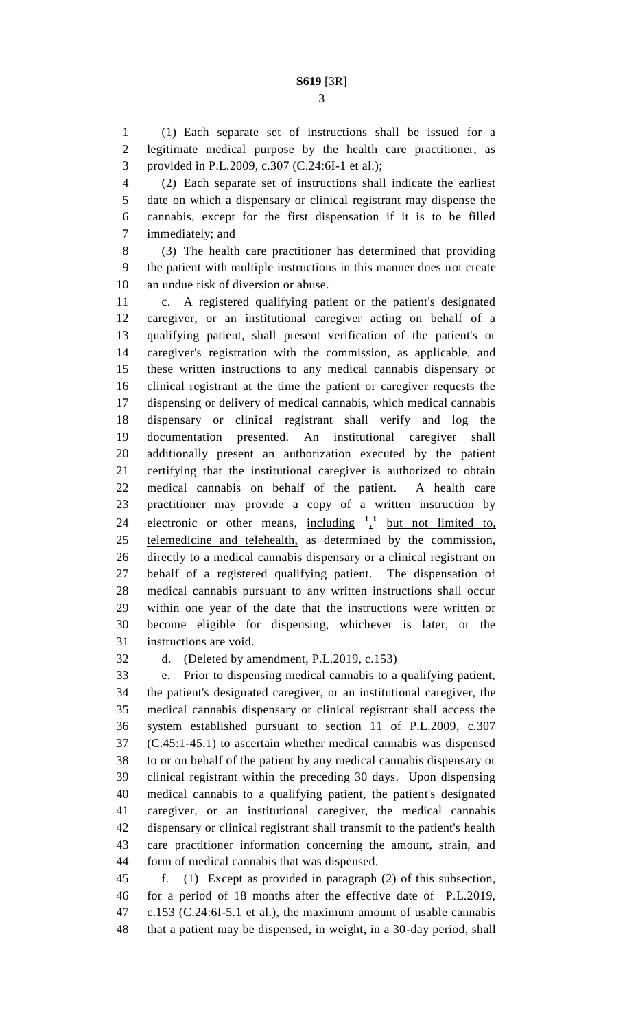(1) Each separate set of instructions shall be issued for a legitimate medical purpose by the health care practitioner, as provided in P.L.2009, c.307 (C.24:6I-1 et al.);

(2) Each separate set of instructions shall indicate the earliest date on which a dispensary or clinical registrant may dispense the cannabis, except for the first dispensation if it is to be filled immediately; and

(3) The health care practitioner has determined that providing the patient with multiple instructions in this manner does not create an undue risk of diversion or abuse.

c. A registered qualifying patient or the patient's designated caregiver, or an institutional caregiver acting on behalf of a qualifying patient, shall present verification of the patient's or caregiver's registration with the commission, as applicable, and these written instructions to any medical cannabis dispensary or clinical registrant at the time the patient or caregiver requests the dispensing or delivery of medical cannabis, which medical cannabis dispensary or clinical registrant shall verify and log the documentation presented. An institutional caregiver shall additionally present an authorization executed by the patient certifying that the institutional caregiver is authorized to obtain medical cannabis on behalf of the patient. A health care practitioner may provide a copy of a written instruction by electronic or other means, <u>including</u> [1],[1] <u>but not limited to, telemedicine and telehealth,</u> as determined by the commission, directly to a medical cannabis dispensary or a clinical registrant on behalf of a registered qualifying patient. The dispensation of medical cannabis pursuant to any written instructions shall occur within one year of the date that the instructions were written or become eligible for dispensing, whichever is later, or the instructions are void.

d. (Deleted by amendment, P.L.2019, c.153)

e. Prior to dispensing medical cannabis to a qualifying patient, the patient's designated caregiver, or an institutional caregiver, the medical cannabis dispensary or clinical registrant shall access the system established pursuant to section 11 of P.L.2009, c.307 (C.45:1-45.1) to ascertain whether medical cannabis was dispensed to or on behalf of the patient by any medical cannabis dispensary or clinical registrant within the preceding 30 days. Upon dispensing medical cannabis to a qualifying patient, the patient's designated caregiver, or an institutional caregiver, the medical cannabis dispensary or clinical registrant shall transmit to the patient's health care practitioner information concerning the amount, strain, and form of medical cannabis that was dispensed.

f. (1) Except as provided in paragraph (2) of this subsection, for a period of 18 months after the effective date of P.L.2019, c.153 (C.24:6I-5.1 et al.), the maximum amount of usable cannabis that a patient may be dispensed, in weight, in a 30-day period, shall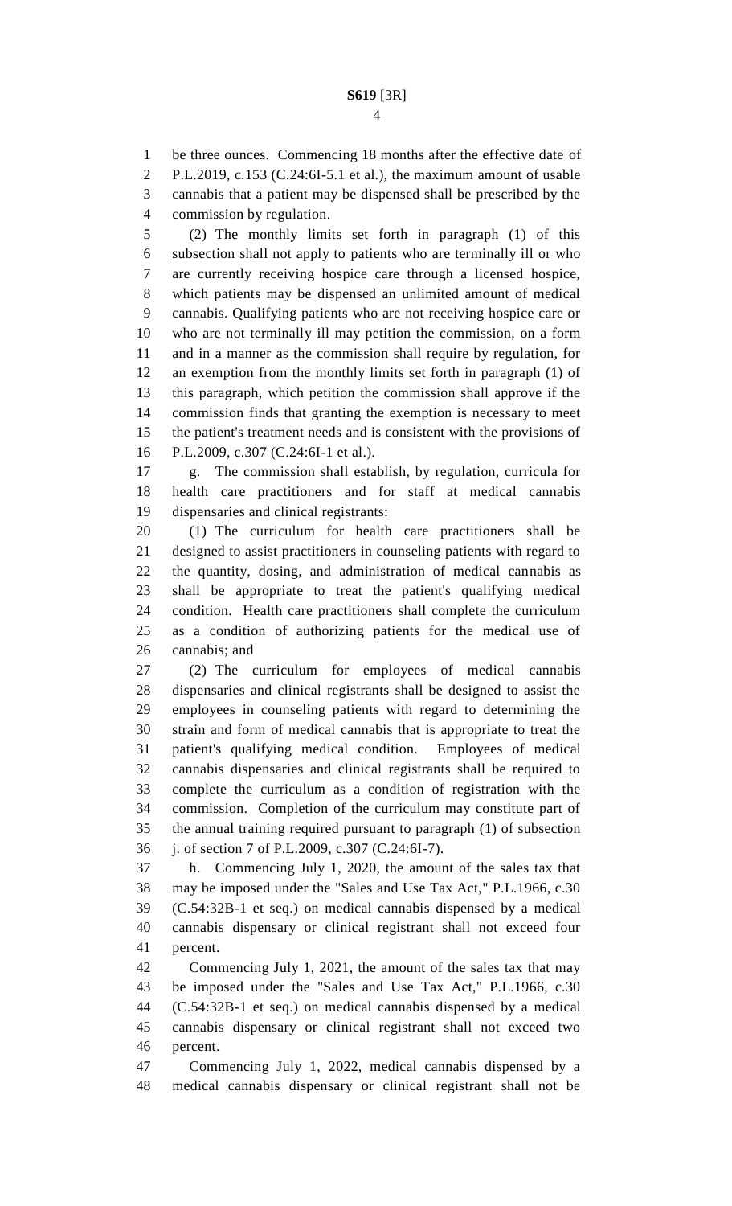be three ounces. Commencing 18 months after the effective date of P.L.2019, c.153 (C.24:6I-5.1 et al.), the maximum amount of usable cannabis that a patient may be dispensed shall be prescribed by the commission by regulation.

(2) The monthly limits set forth in paragraph (1) of this subsection shall not apply to patients who are terminally ill or who are currently receiving hospice care through a licensed hospice, which patients may be dispensed an unlimited amount of medical cannabis. Qualifying patients who are not receiving hospice care or who are not terminally ill may petition the commission, on a form and in a manner as the commission shall require by regulation, for an exemption from the monthly limits set forth in paragraph (1) of this paragraph, which petition the commission shall approve if the commission finds that granting the exemption is necessary to meet the patient's treatment needs and is consistent with the provisions of P.L.2009, c.307 (C.24:6I-1 et al.).

g. The commission shall establish, by regulation, curricula for health care practitioners and for staff at medical cannabis dispensaries and clinical registrants:

(1) The curriculum for health care practitioners shall be designed to assist practitioners in counseling patients with regard to the quantity, dosing, and administration of medical cannabis as shall be appropriate to treat the patient's qualifying medical condition. Health care practitioners shall complete the curriculum as a condition of authorizing patients for the medical use of cannabis; and

(2) The curriculum for employees of medical cannabis dispensaries and clinical registrants shall be designed to assist the employees in counseling patients with regard to determining the strain and form of medical cannabis that is appropriate to treat the patient's qualifying medical condition. Employees of medical cannabis dispensaries and clinical registrants shall be required to complete the curriculum as a condition of registration with the commission. Completion of the curriculum may constitute part of the annual training required pursuant to paragraph (1) of subsection j. of section 7 of P.L.2009, c.307 (C.24:6I-7).

h. Commencing July 1, 2020, the amount of the sales tax that may be imposed under the "Sales and Use Tax Act," P.L.1966, c.30 (C.54:32B-1 et seq.) on medical cannabis dispensed by a medical cannabis dispensary or clinical registrant shall not exceed four percent.

Commencing July 1, 2021, the amount of the sales tax that may be imposed under the "Sales and Use Tax Act," P.L.1966, c.30 (C.54:32B-1 et seq.) on medical cannabis dispensed by a medical cannabis dispensary or clinical registrant shall not exceed two percent.

Commencing July 1, 2022, medical cannabis dispensed by a medical cannabis dispensary or clinical registrant shall not be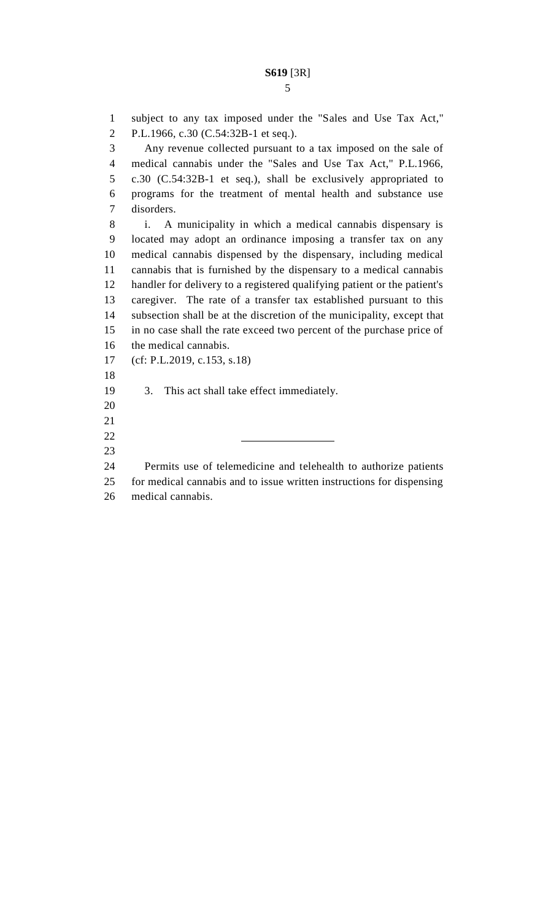subject to any tax imposed under the "Sales and Use Tax Act," P.L.1966, c.30 (C.54:32B-1 et seq.).

Any revenue collected pursuant to a tax imposed on the sale of medical cannabis under the "Sales and Use Tax Act," P.L.1966, c.30 (C.54:32B-1 et seq.), shall be exclusively appropriated to programs for the treatment of mental health and substance use disorders.

i. A municipality in which a medical cannabis dispensary is located may adopt an ordinance imposing a transfer tax on any medical cannabis dispensed by the dispensary, including medical cannabis that is furnished by the dispensary to a medical cannabis handler for delivery to a registered qualifying patient or the patient's caregiver. The rate of a transfer tax established pursuant to this subsection shall be at the discretion of the municipality, except that in no case shall the rate exceed two percent of the purchase price of the medical cannabis.

(cf: P.L.2019, c.153, s.18)

3. This act shall take effect immediately.

---

Permits use of telemedicine and telehealth to authorize patients for medical cannabis and to issue written instructions for dispensing medical cannabis.